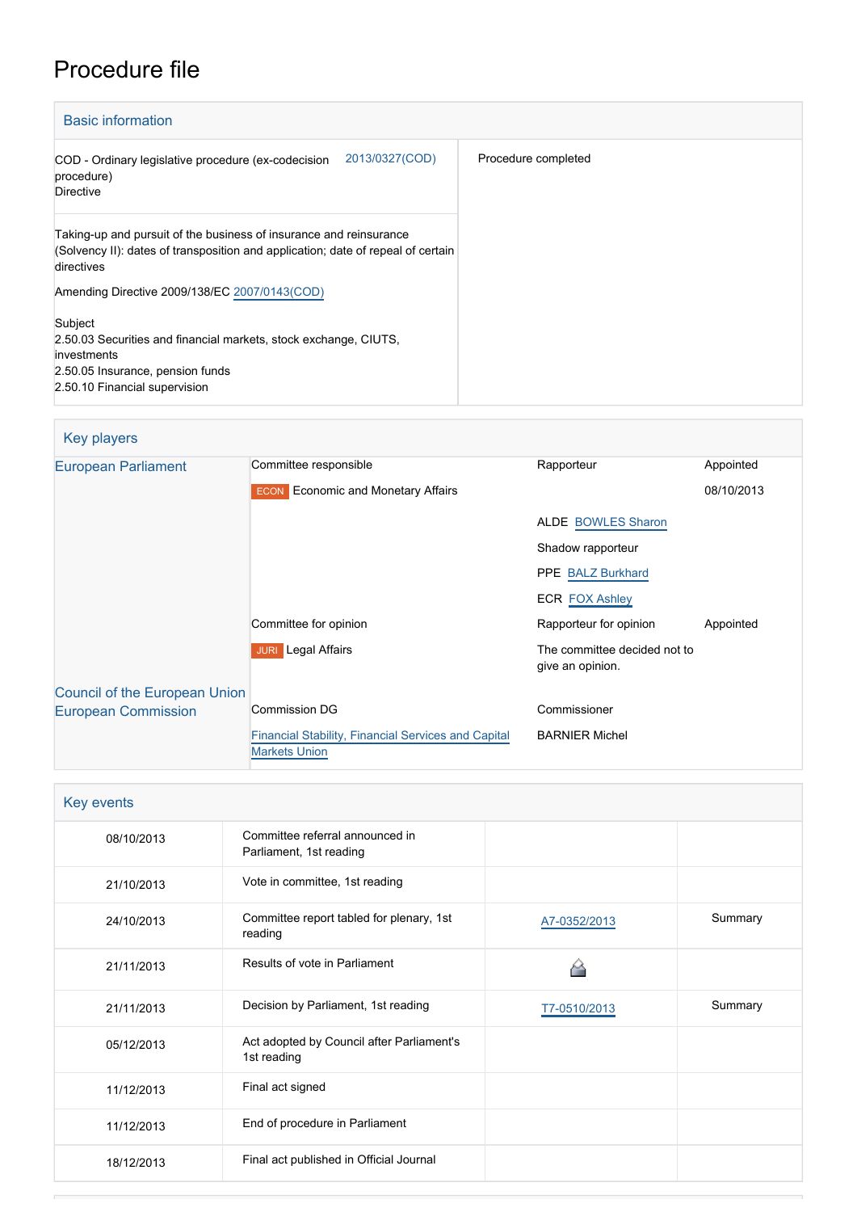# Procedure file

## Basic information

| | |
|---|---|
| COD - Ordinary legislative procedure (ex-codecision procedure)<br>Directive — 2013/0327(COD) | Procedure completed |
| Taking-up and pursuit of the business of insurance and reinsurance (Solvency II): dates of transposition and application; date of repeal of certain directives<br><br>Amending Directive 2009/138/EC 2007/0143(COD)<br><br>Subject<br>2.50.03 Securities and financial markets, stock exchange, CIUTS, investments<br>2.50.05 Insurance, pension funds<br>2.50.10 Financial supervision | |

## Key players

| | | | |
|---|---|---|---|
| European Parliament | Committee responsible | Rapporteur | Appointed |
| | ECON Economic and Monetary Affairs | | 08/10/2013 |
| | | ALDE BOWLES Sharon | |
| | | Shadow rapporteur | |
| | | PPE BALZ Burkhard | |
| | | ECR FOX Ashley | |
| | Committee for opinion | Rapporteur for opinion | Appointed |
| | JURI Legal Affairs | The committee decided not to give an opinion. | |
| Council of the European Union | | | |
| European Commission | Commission DG | Commissioner | |
| | Financial Stability, Financial Services and Capital Markets Union | BARNIER Michel | |

## Key events

| | | | |
|---|---|---|---|
| 08/10/2013 | Committee referral announced in Parliament, 1st reading | | |
| 21/10/2013 | Vote in committee, 1st reading | | |
| 24/10/2013 | Committee report tabled for plenary, 1st reading | A7-0352/2013 | Summary |
| 21/11/2013 | Results of vote in Parliament | | |
| 21/11/2013 | Decision by Parliament, 1st reading | T7-0510/2013 | Summary |
| 05/12/2013 | Act adopted by Council after Parliament's 1st reading | | |
| 11/12/2013 | Final act signed | | |
| 11/12/2013 | End of procedure in Parliament | | |
| 18/12/2013 | Final act published in Official Journal | | |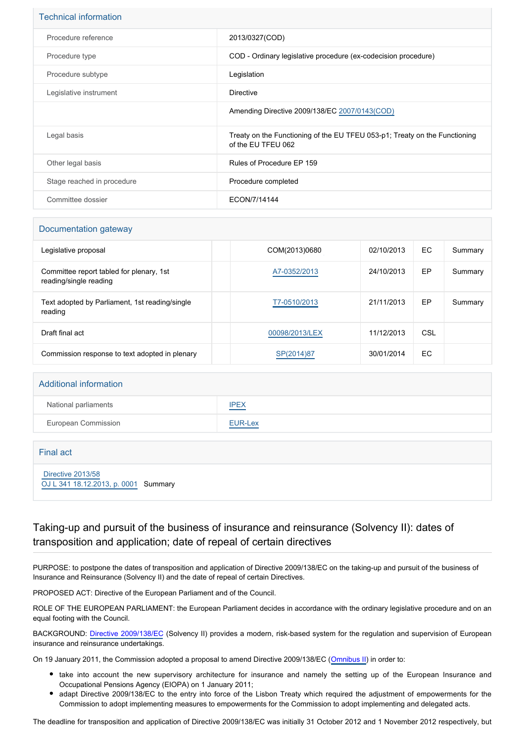## Technical information

| | |
|---|---|
| Procedure reference | 2013/0327(COD) |
| Procedure type | COD - Ordinary legislative procedure (ex-codecision procedure) |
| Procedure subtype | Legislation |
| Legislative instrument | Directive |
| | Amending Directive 2009/138/EC 2007/0143(COD) |
| Legal basis | Treaty on the Functioning of the EU TFEU 053-p1; Treaty on the Functioning of the EU TFEU 062 |
| Other legal basis | Rules of Procedure EP 159 |
| Stage reached in procedure | Procedure completed |
| Committee dossier | ECON/7/14144 |

## Documentation gateway

| | | | | | |
|---|---|---|---|---|---|
| Legislative proposal | | COM(2013)0680 | 02/10/2013 | EC | Summary |
| Committee report tabled for plenary, 1st reading/single reading | | A7-0352/2013 | 24/10/2013 | EP | Summary |
| Text adopted by Parliament, 1st reading/single reading | | T7-0510/2013 | 21/11/2013 | EP | Summary |
| Draft final act | | 00098/2013/LEX | 11/12/2013 | CSL | |
| Commission response to text adopted in plenary | | SP(2014)87 | 30/01/2014 | EC | |

## Additional information

| | |
|---|---|
| National parliaments | IPEX |
| European Commission | EUR-Lex |

## Final act

Directive 2013/58
OJ L 341 18.12.2013, p. 0001 Summary

## Taking-up and pursuit of the business of insurance and reinsurance (Solvency II): dates of transposition and application; date of repeal of certain directives

PURPOSE: to postpone the dates of transposition and application of Directive 2009/138/EC on the taking-up and pursuit of the business of Insurance and Reinsurance (Solvency II) and the date of repeal of certain Directives.

PROPOSED ACT: Directive of the European Parliament and of the Council.

ROLE OF THE EUROPEAN PARLIAMENT: the European Parliament decides in accordance with the ordinary legislative procedure and on an equal footing with the Council.

BACKGROUND: Directive 2009/138/EC (Solvency II) provides a modern, risk-based system for the regulation and supervision of European insurance and reinsurance undertakings.

On 19 January 2011, the Commission adopted a proposal to amend Directive 2009/138/EC (Omnibus II) in order to:

- take into account the new supervisory architecture for insurance and namely the setting up of the European Insurance and Occupational Pensions Agency (EIOPA) on 1 January 2011;
- adapt Directive 2009/138/EC to the entry into force of the Lisbon Treaty which required the adjustment of empowerments for the Commission to adopt implementing measures to empowerments for the Commission to adopt implementing and delegated acts.

The deadline for transposition and application of Directive 2009/138/EC was initially 31 October 2012 and 1 November 2012 respectively, but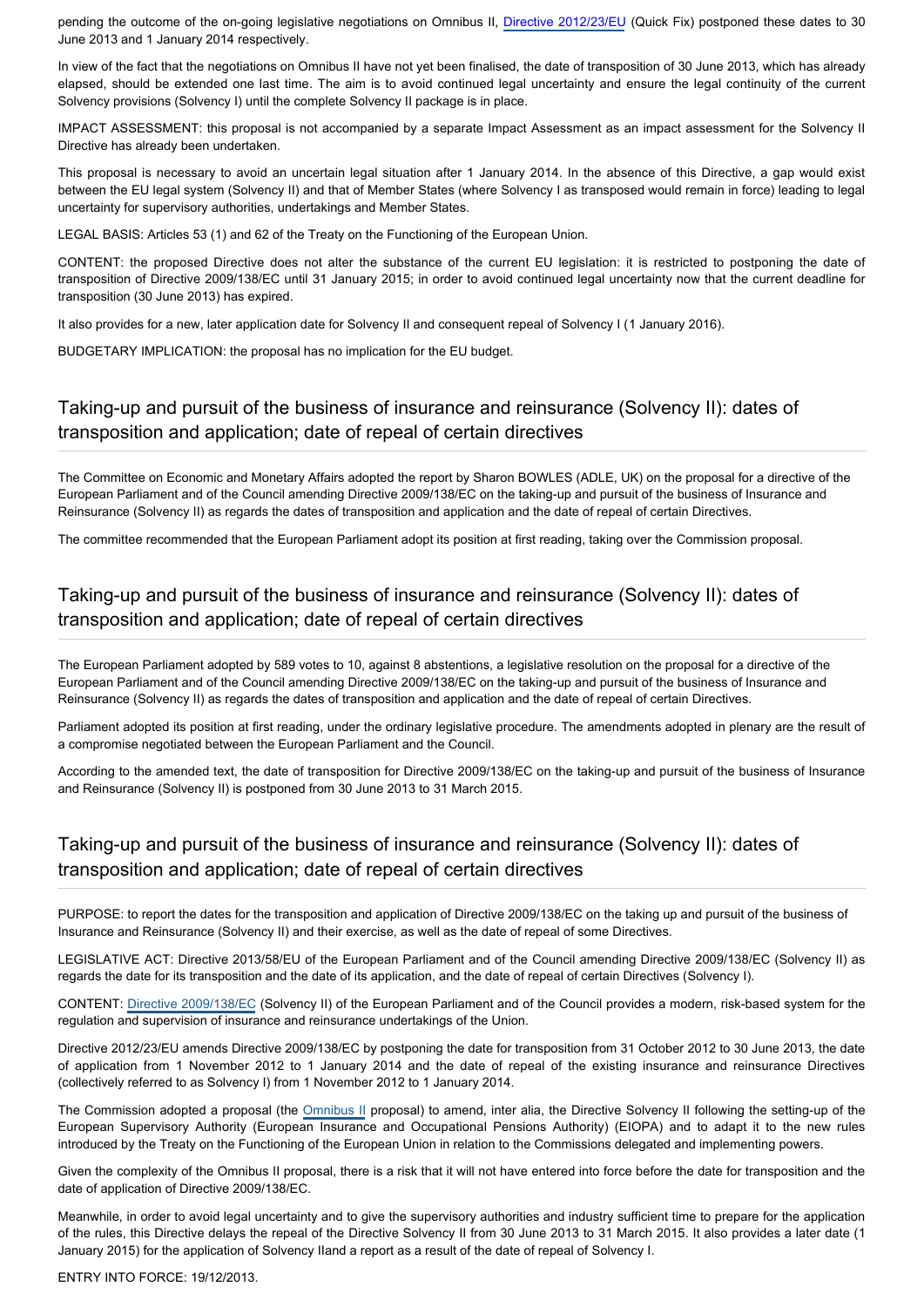pending the outcome of the on-going legislative negotiations on Omnibus II, Directive 2012/23/EU (Quick Fix) postponed these dates to 30 June 2013 and 1 January 2014 respectively.

In view of the fact that the negotiations on Omnibus II have not yet been finalised, the date of transposition of 30 June 2013, which has already elapsed, should be extended one last time. The aim is to avoid continued legal uncertainty and ensure the legal continuity of the current Solvency provisions (Solvency I) until the complete Solvency II package is in place.

IMPACT ASSESSMENT: this proposal is not accompanied by a separate Impact Assessment as an impact assessment for the Solvency II Directive has already been undertaken.

This proposal is necessary to avoid an uncertain legal situation after 1 January 2014. In the absence of this Directive, a gap would exist between the EU legal system (Solvency II) and that of Member States (where Solvency I as transposed would remain in force) leading to legal uncertainty for supervisory authorities, undertakings and Member States.

LEGAL BASIS: Articles 53 (1) and 62 of the Treaty on the Functioning of the European Union.

CONTENT: the proposed Directive does not alter the substance of the current EU legislation: it is restricted to postponing the date of transposition of Directive 2009/138/EC until 31 January 2015; in order to avoid continued legal uncertainty now that the current deadline for transposition (30 June 2013) has expired.

It also provides for a new, later application date for Solvency II and consequent repeal of Solvency I (1 January 2016).

BUDGETARY IMPLICATION: the proposal has no implication for the EU budget.

## Taking-up and pursuit of the business of insurance and reinsurance (Solvency II): dates of transposition and application; date of repeal of certain directives

The Committee on Economic and Monetary Affairs adopted the report by Sharon BOWLES (ADLE, UK) on the proposal for a directive of the European Parliament and of the Council amending Directive 2009/138/EC on the taking-up and pursuit of the business of Insurance and Reinsurance (Solvency II) as regards the dates of transposition and application and the date of repeal of certain Directives.

The committee recommended that the European Parliament adopt its position at first reading, taking over the Commission proposal.

## Taking-up and pursuit of the business of insurance and reinsurance (Solvency II): dates of transposition and application; date of repeal of certain directives

The European Parliament adopted by 589 votes to 10, against 8 abstentions, a legislative resolution on the proposal for a directive of the European Parliament and of the Council amending Directive 2009/138/EC on the taking-up and pursuit of the business of Insurance and Reinsurance (Solvency II) as regards the dates of transposition and application and the date of repeal of certain Directives.

Parliament adopted its position at first reading, under the ordinary legislative procedure. The amendments adopted in plenary are the result of a compromise negotiated between the European Parliament and the Council.

According to the amended text, the date of transposition for Directive 2009/138/EC on the taking-up and pursuit of the business of Insurance and Reinsurance (Solvency II) is postponed from 30 June 2013 to 31 March 2015.

## Taking-up and pursuit of the business of insurance and reinsurance (Solvency II): dates of transposition and application; date of repeal of certain directives

PURPOSE: to report the dates for the transposition and application of Directive 2009/138/EC on the taking up and pursuit of the business of Insurance and Reinsurance (Solvency II) and their exercise, as well as the date of repeal of some Directives.

LEGISLATIVE ACT: Directive 2013/58/EU of the European Parliament and of the Council amending Directive 2009/138/EC (Solvency II) as regards the date for its transposition and the date of its application, and the date of repeal of certain Directives (Solvency I).

CONTENT: Directive 2009/138/EC (Solvency II) of the European Parliament and of the Council provides a modern, risk-based system for the regulation and supervision of insurance and reinsurance undertakings of the Union.

Directive 2012/23/EU amends Directive 2009/138/EC by postponing the date for transposition from 31 October 2012 to 30 June 2013, the date of application from 1 November 2012 to 1 January 2014 and the date of repeal of the existing insurance and reinsurance Directives (collectively referred to as Solvency I) from 1 November 2012 to 1 January 2014.

The Commission adopted a proposal (the Omnibus II proposal) to amend, inter alia, the Directive Solvency II following the setting-up of the European Supervisory Authority (European Insurance and Occupational Pensions Authority) (EIOPA) and to adapt it to the new rules introduced by the Treaty on the Functioning of the European Union in relation to the Commissions delegated and implementing powers.

Given the complexity of the Omnibus II proposal, there is a risk that it will not have entered into force before the date for transposition and the date of application of Directive 2009/138/EC.

Meanwhile, in order to avoid legal uncertainty and to give the supervisory authorities and industry sufficient time to prepare for the application of the rules, this Directive delays the repeal of the Directive Solvency II from 30 June 2013 to 31 March 2015. It also provides a later date (1 January 2015) for the application of Solvency IIand a report as a result of the date of repeal of Solvency I.

ENTRY INTO FORCE: 19/12/2013.